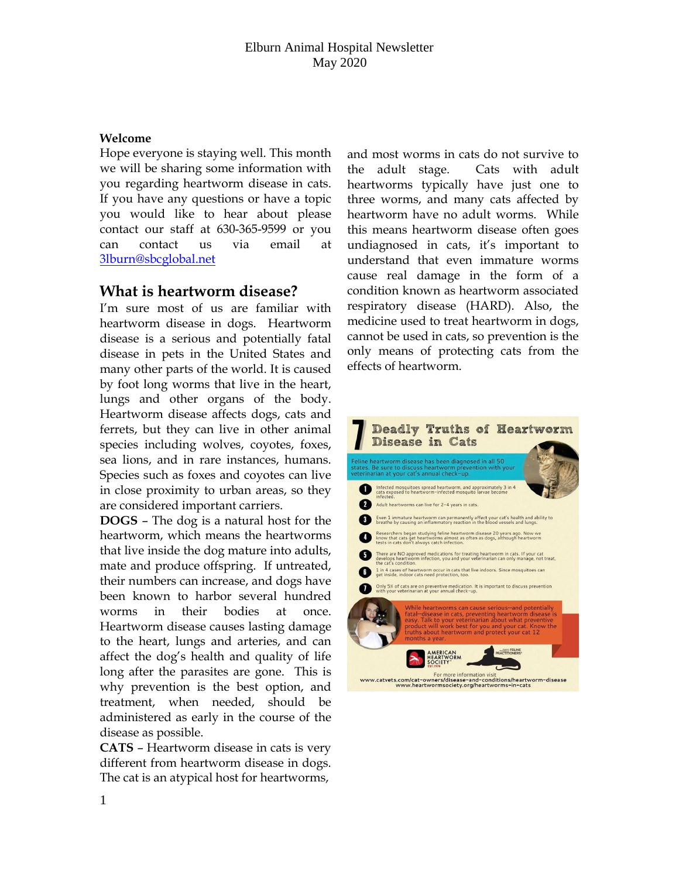# Elburn Animal Hospital Newsletter
May 2020

**Welcome**

Hope everyone is staying well. This month we will be sharing some information with you regarding heartworm disease in cats. If you have any questions or have a topic you would like to hear about please contact our staff at 630-365-9599 or you can contact us via email at [3lburn@sbcglobal.net](mailto:3lburn@sbcglobal.net)

## What is heartworm disease?

I'm sure most of us are familiar with heartworm disease in dogs. Heartworm disease is a serious and potentially fatal disease in pets in the United States and many other parts of the world. It is caused by foot long worms that live in the heart, lungs and other organs of the body. Heartworm disease affects dogs, cats and ferrets, but they can live in other animal species including wolves, coyotes, foxes, sea lions, and in rare instances, humans. Species such as foxes and coyotes can live in close proximity to urban areas, so they are considered important carriers.

**DOGS** – The dog is a natural host for the heartworm, which means the heartworms that live inside the dog mature into adults, mate and produce offspring. If untreated, their numbers can increase, and dogs have been known to harbor several hundred worms in their bodies at once. Heartworm disease causes lasting damage to the heart, lungs and arteries, and can affect the dog's health and quality of life long after the parasites are gone. This is why prevention is the best option, and treatment, when needed, should be administered as early in the course of the disease as possible.

**CATS** – Heartworm disease in cats is very different from heartworm disease in dogs. The cat is an atypical host for heartworms, and most worms in cats do not survive to the adult stage. Cats with adult heartworms typically have just one to three worms, and many cats affected by heartworm have no adult worms. While this means heartworm disease often goes undiagnosed in cats, it's important to understand that even immature worms cause real damage in the form of a condition known as heartworm associated respiratory disease (HARD). Also, the medicine used to treat heartworm in dogs, cannot be used in cats, so prevention is the only means of protecting cats from the effects of heartworm.

**7 Deadly Truths of Heartworm Disease in Cats**

Feline heartworm disease has been diagnosed in all 50 states. Be sure to discuss heartworm prevention with your veterinarian at your cat's annual check-up.

1. Infected mosquitoes spread heartworm, and approximately 3 in 4 cats exposed to heartworm-infected mosquito larvae become infected.
2. Adult heartworms can live for 2–4 years in cats.
3. Even 1 immature heartworm can permanently affect your cat's health and ability to breathe by causing an inflammatory reaction in the blood vessels and lungs.
4. Researchers began studying feline heartworm disease 20 years ago. Now we know that cats get heartworms almost as often as dogs, although heartworm tests in cats don't always catch infection.
5. There are NO approved medications for treating heartworm in cats. If your cat develops heartworm infection, you and your veterinarian can only manage, not treat, the cat's condition.
6. 1 in 4 cases of heartworm occur in cats that live indoors. Since mosquitoes can get inside, indoor cats need protection, too.
7. Only 5% of cats are on preventive medication. It is important to discuss prevention with your veterinarian at your annual check-up.

While heartworms can cause serious—and potentially fatal—disease in cats, preventing heartworm disease is easy. Talk to your veterinarian about what preventive product will work best for you and your cat. Know the truths about heartworm and protect your cat 12 months a year.

American Heartworm Society · Feline Practitioners

For more information visit
www.catvets.com/cat-owners/disease-and-conditions/heartworm-disease
www.heartwormsociety.org/heartworms-in-cats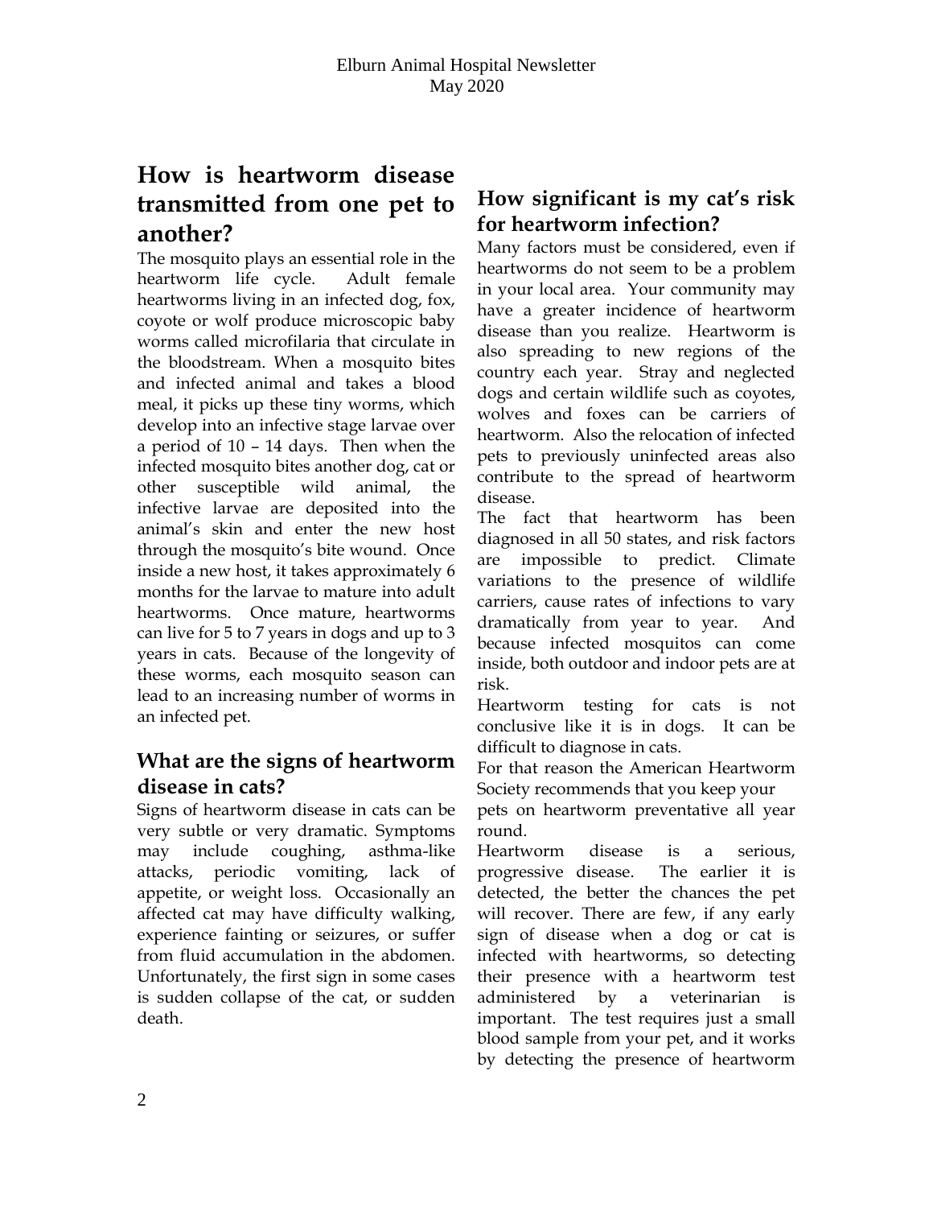## How is heartworm disease transmitted from one pet to another?

The mosquito plays an essential role in the heartworm life cycle. Adult female heartworms living in an infected dog, fox, coyote or wolf produce microscopic baby worms called microfilaria that circulate in the bloodstream. When a mosquito bites and infected animal and takes a blood meal, it picks up these tiny worms, which develop into an infective stage larvae over a period of 10 – 14 days. Then when the infected mosquito bites another dog, cat or other susceptible wild animal, the infective larvae are deposited into the animal's skin and enter the new host through the mosquito's bite wound. Once inside a new host, it takes approximately 6 months for the larvae to mature into adult heartworms. Once mature, heartworms can live for 5 to 7 years in dogs and up to 3 years in cats. Because of the longevity of these worms, each mosquito season can lead to an increasing number of worms in an infected pet.

### What are the signs of heartworm disease in cats?

Signs of heartworm disease in cats can be very subtle or very dramatic. Symptoms may include coughing, asthma-like attacks, periodic vomiting, lack of appetite, or weight loss. Occasionally an affected cat may have difficulty walking, experience fainting or seizures, or suffer from fluid accumulation in the abdomen. Unfortunately, the first sign in some cases is sudden collapse of the cat, or sudden death.

### How significant is my cat's risk for heartworm infection?

Many factors must be considered, even if heartworms do not seem to be a problem in your local area. Your community may have a greater incidence of heartworm disease than you realize. Heartworm is also spreading to new regions of the country each year. Stray and neglected dogs and certain wildlife such as coyotes, wolves and foxes can be carriers of heartworm. Also the relocation of infected pets to previously uninfected areas also contribute to the spread of heartworm disease.

The fact that heartworm has been diagnosed in all 50 states, and risk factors are impossible to predict. Climate variations to the presence of wildlife carriers, cause rates of infections to vary dramatically from year to year. And because infected mosquitos can come inside, both outdoor and indoor pets are at risk.

Heartworm testing for cats is not conclusive like it is in dogs. It can be difficult to diagnose in cats.

For that reason the American Heartworm Society recommends that you keep your pets on heartworm preventative all year round.

Heartworm disease is a serious, progressive disease. The earlier it is detected, the better the chances the pet will recover. There are few, if any early sign of disease when a dog or cat is infected with heartworms, so detecting their presence with a heartworm test administered by a veterinarian is important. The test requires just a small blood sample from your pet, and it works by detecting the presence of heartworm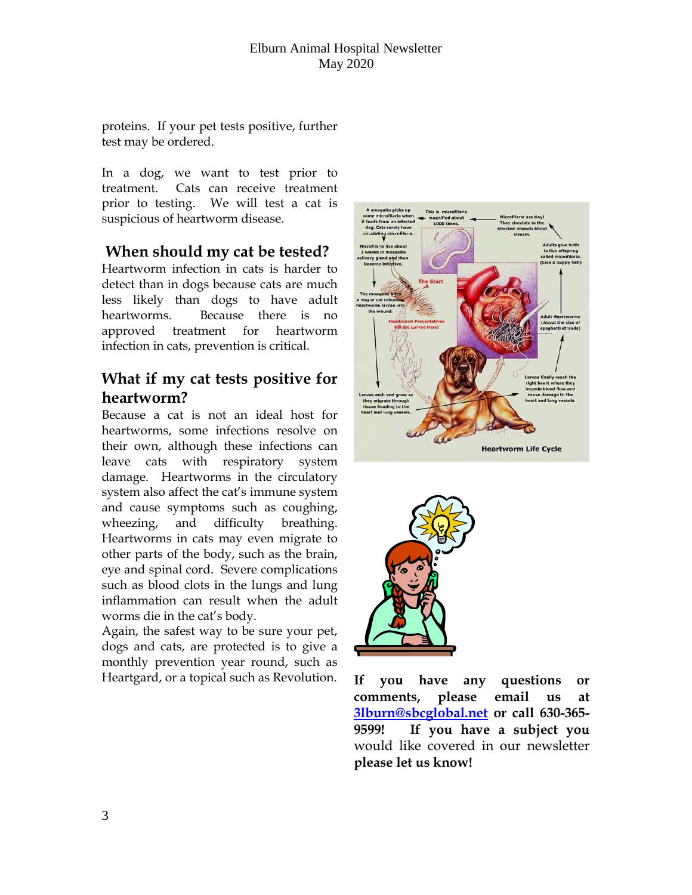proteins. If your pet tests positive, further test may be ordered.

In a dog, we want to test prior to treatment. Cats can receive treatment prior to testing. We will test a cat is suspicious of heartworm disease.

## When should my cat be tested?

Heartworm infection in cats is harder to detect than in dogs because cats are much less likely than dogs to have adult heartworms. Because there is no approved treatment for heartworm infection in cats, prevention is critical.

## What if my cat tests positive for heartworm?

Because a cat is not an ideal host for heartworms, some infections resolve on their own, although these infections can leave cats with respiratory system damage. Heartworms in the circulatory system also affect the cat's immune system and cause symptoms such as coughing, wheezing, and difficulty breathing. Heartworms in cats may even migrate to other parts of the body, such as the brain, eye and spinal cord. Severe complications such as blood clots in the lungs and lung inflammation can result when the adult worms die in the cat's body.

Again, the safest way to be sure your pet, dogs and cats, are protected is to give a monthly prevention year round, such as Heartgard, or a topical such as Revolution.

A mosquito picks up some microfilaria when it feeds from an infected dog. Cats rarely have circulating microfilaria.

This is microfilaria magnified about 1000 times.

Microfilaria are tiny! They circulate in the infected animals blood stream.

Microfilaria live about 2 weeks in mosquito salivary gland and then become infective.

Adults give birth to live offspring called microfilaria. (Like a Guppy fish)

The Start

The mosquito bites a dog or cat releasing heartworm larvae into the wound.

Heartworm Preventatives Kill the Larvae Here!

Adult Heartworms (About the size of spaghetti strands)

Larvae finally reach the right heart where they impede blood flow and cause damage to the heart and lung vessels.

Larvae molt and grow as they migrate through tissue heading to the heart and lung vessels.

Heartworm Life Cycle

**If you have any questions or comments, please email us at [3lburn@sbcglobal.net](mailto:3lburn@sbcglobal.net) or call 630-365-9599! If you have a subject you** would like covered in our newsletter **please let us know!**